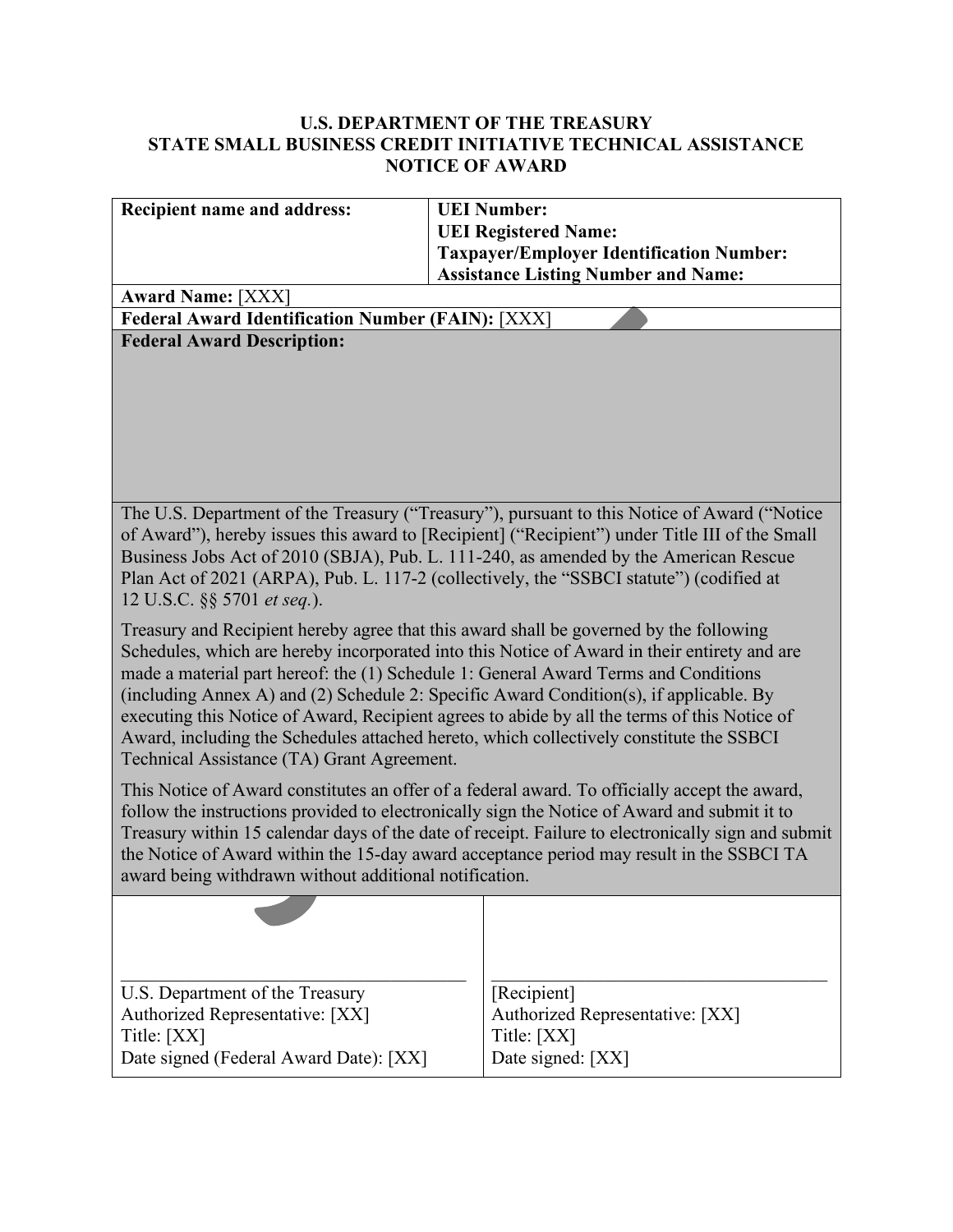**U.S. DEPARTMENT OF THE TREASURY**
**STATE SMALL BUSINESS CREDIT INITIATIVE TECHNICAL ASSISTANCE**
**NOTICE OF AWARD**

| **Recipient name and address:** | **UEI Number:**<br>**UEI Registered Name:**<br>**Taxpayer/Employer Identification Number:**<br>**Assistance Listing Number and Name:** |
|---|---|
| **Award Name:** [XXX] | |
| **Federal Award Identification Number (FAIN):** [XXX] | |
| **Federal Award Description:** | |

The U.S. Department of the Treasury ("Treasury"), pursuant to this Notice of Award ("Notice of Award"), hereby issues this award to [Recipient] ("Recipient") under Title III of the Small Business Jobs Act of 2010 (SBJA), Pub. L. 111-240, as amended by the American Rescue Plan Act of 2021 (ARPA), Pub. L. 117-2 (collectively, the "SSBCI statute") (codified at 12 U.S.C. §§ 5701 *et seq.*).

Treasury and Recipient hereby agree that this award shall be governed by the following Schedules, which are hereby incorporated into this Notice of Award in their entirety and are made a material part hereof: the (1) Schedule 1: General Award Terms and Conditions (including Annex A) and (2) Schedule 2: Specific Award Condition(s), if applicable. By executing this Notice of Award, Recipient agrees to abide by all the terms of this Notice of Award, including the Schedules attached hereto, which collectively constitute the SSBCI Technical Assistance (TA) Grant Agreement.

This Notice of Award constitutes an offer of a federal award. To officially accept the award, follow the instructions provided to electronically sign the Notice of Award and submit it to Treasury within 15 calendar days of the date of receipt. Failure to electronically sign and submit the Notice of Award within the 15-day award acceptance period may result in the SSBCI TA award being withdrawn without additional notification.

| U.S. Department of the Treasury<br>Authorized Representative: [XX]<br>Title: [XX]<br>Date signed (Federal Award Date): [XX] | [Recipient]<br>Authorized Representative: [XX]<br>Title: [XX]<br>Date signed: [XX] |
|---|---|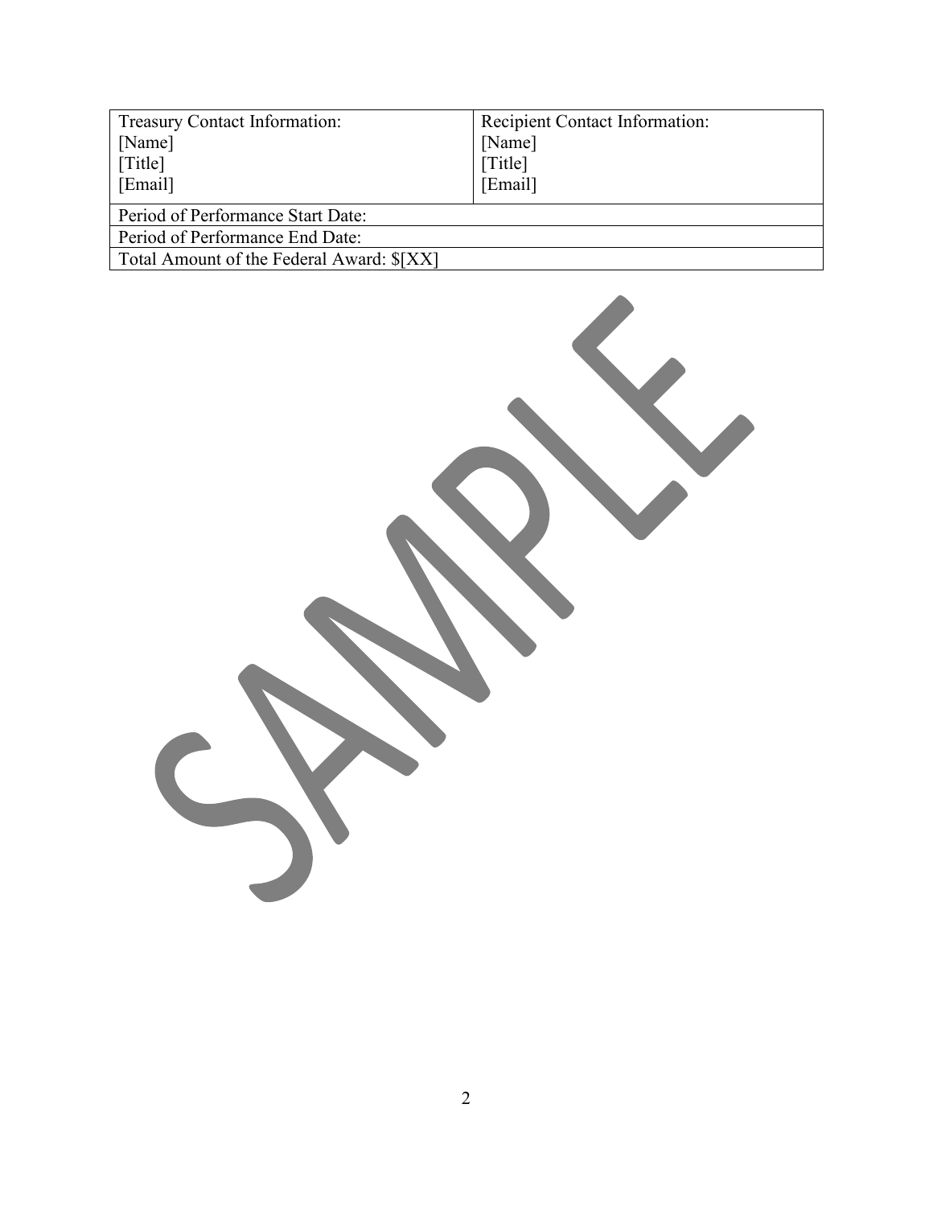| Treasury Contact Information:<br>[Name]<br>[Title]<br>[Email] | Recipient Contact Information:<br>[Name]<br>[Title]<br>[Email] |
|---|---|
| Period of Performance Start Date: | |
| Period of Performance End Date: | |
| Total Amount of the Federal Award: $[XX] | |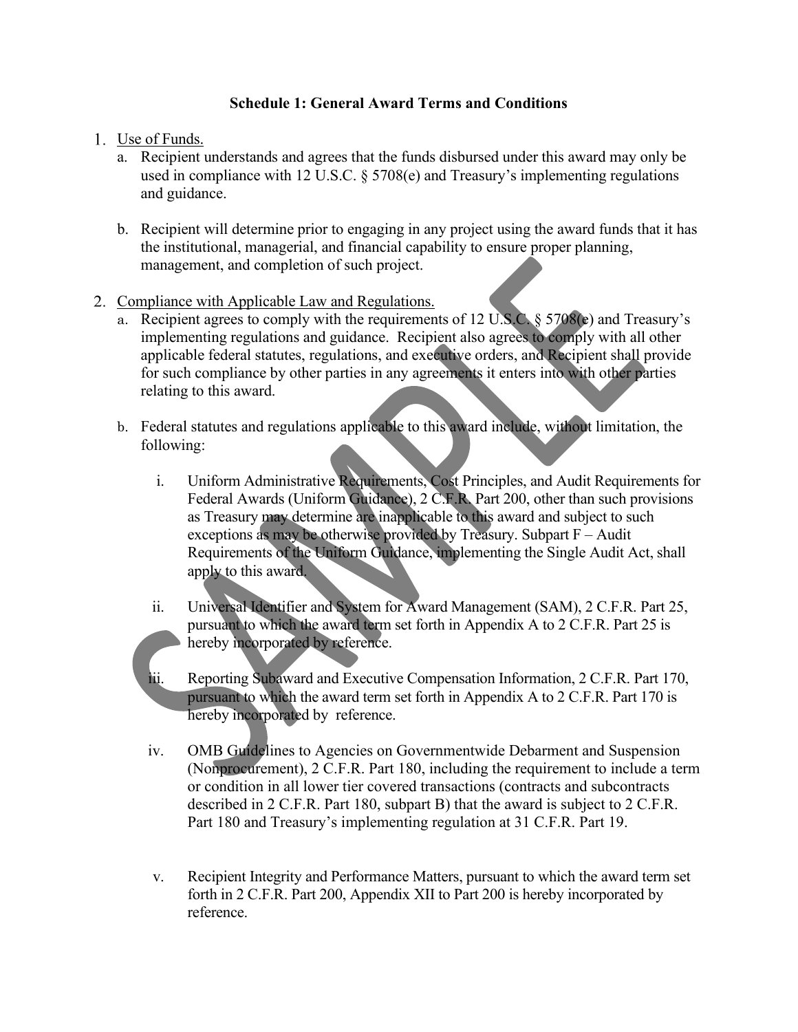## Schedule 1: General Award Terms and Conditions

1. Use of Funds.
   a. Recipient understands and agrees that the funds disbursed under this award may only be used in compliance with 12 U.S.C. § 5708(e) and Treasury's implementing regulations and guidance.

   b. Recipient will determine prior to engaging in any project using the award funds that it has the institutional, managerial, and financial capability to ensure proper planning, management, and completion of such project.

2. Compliance with Applicable Law and Regulations.
   a. Recipient agrees to comply with the requirements of 12 U.S.C. § 5708(e) and Treasury's implementing regulations and guidance. Recipient also agrees to comply with all other applicable federal statutes, regulations, and executive orders, and Recipient shall provide for such compliance by other parties in any agreements it enters into with other parties relating to this award.

   b. Federal statutes and regulations applicable to this award include, without limitation, the following:

      i. Uniform Administrative Requirements, Cost Principles, and Audit Requirements for Federal Awards (Uniform Guidance), 2 C.F.R. Part 200, other than such provisions as Treasury may determine are inapplicable to this award and subject to such exceptions as may be otherwise provided by Treasury. Subpart F – Audit Requirements of the Uniform Guidance, implementing the Single Audit Act, shall apply to this award.

      ii. Universal Identifier and System for Award Management (SAM), 2 C.F.R. Part 25, pursuant to which the award term set forth in Appendix A to 2 C.F.R. Part 25 is hereby incorporated by reference.

      iii. Reporting Subaward and Executive Compensation Information, 2 C.F.R. Part 170, pursuant to which the award term set forth in Appendix A to 2 C.F.R. Part 170 is hereby incorporated by reference.

      iv. OMB Guidelines to Agencies on Governmentwide Debarment and Suspension (Nonprocurement), 2 C.F.R. Part 180, including the requirement to include a term or condition in all lower tier covered transactions (contracts and subcontracts described in 2 C.F.R. Part 180, subpart B) that the award is subject to 2 C.F.R. Part 180 and Treasury's implementing regulation at 31 C.F.R. Part 19.

      v. Recipient Integrity and Performance Matters, pursuant to which the award term set forth in 2 C.F.R. Part 200, Appendix XII to Part 200 is hereby incorporated by reference.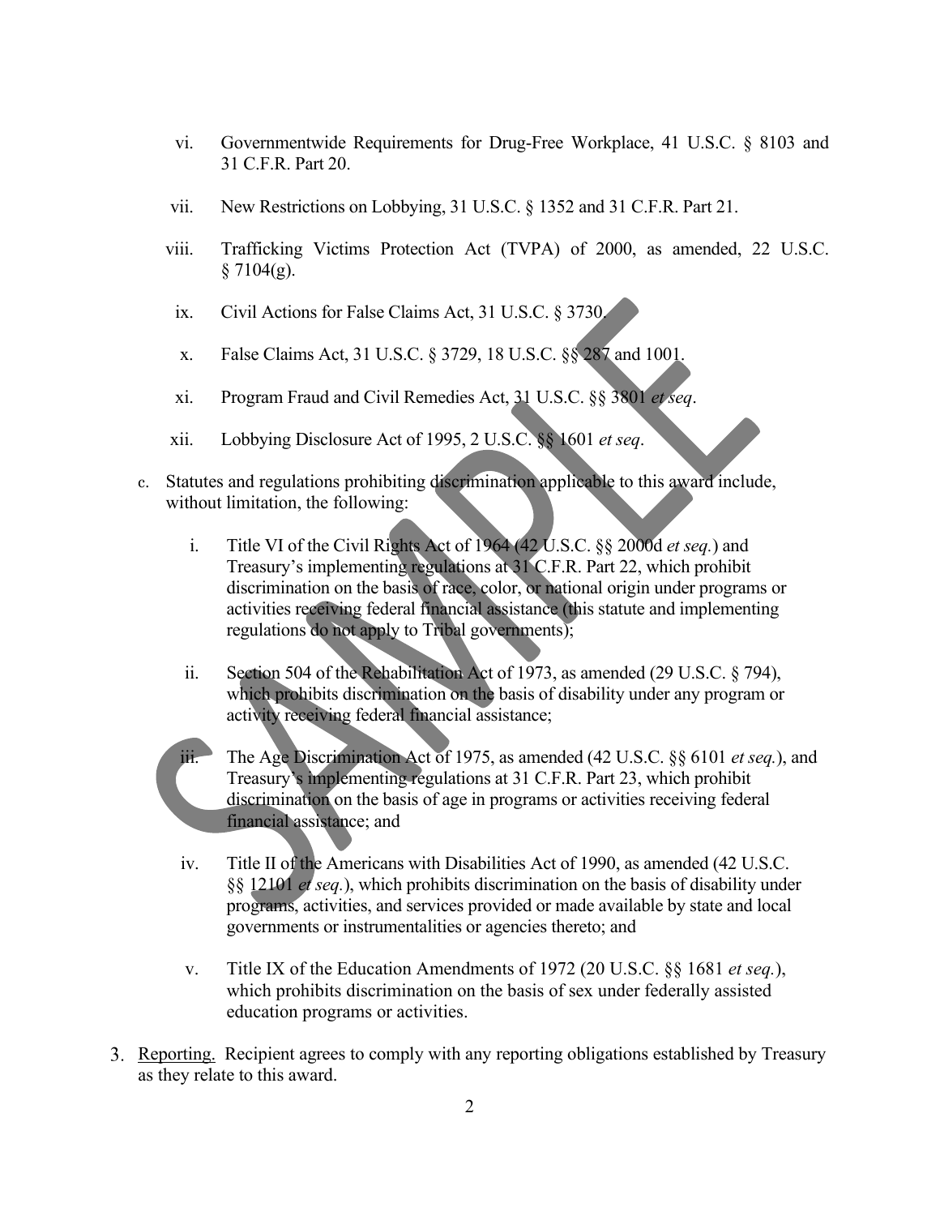vi. Governmentwide Requirements for Drug-Free Workplace, 41 U.S.C. § 8103 and 31 C.F.R. Part 20.

vii. New Restrictions on Lobbying, 31 U.S.C. § 1352 and 31 C.F.R. Part 21.

viii. Trafficking Victims Protection Act (TVPA) of 2000, as amended, 22 U.S.C. § 7104(g).

ix. Civil Actions for False Claims Act, 31 U.S.C. § 3730.

x. False Claims Act, 31 U.S.C. § 3729, 18 U.S.C. §§ 287 and 1001.

xi. Program Fraud and Civil Remedies Act, 31 U.S.C. §§ 3801 *et seq*.

xii. Lobbying Disclosure Act of 1995, 2 U.S.C. §§ 1601 *et seq*.

c. Statutes and regulations prohibiting discrimination applicable to this award include, without limitation, the following:

i. Title VI of the Civil Rights Act of 1964 (42 U.S.C. §§ 2000d *et seq.*) and Treasury's implementing regulations at 31 C.F.R. Part 22, which prohibit discrimination on the basis of race, color, or national origin under programs or activities receiving federal financial assistance (this statute and implementing regulations do not apply to Tribal governments);

ii. Section 504 of the Rehabilitation Act of 1973, as amended (29 U.S.C. § 794), which prohibits discrimination on the basis of disability under any program or activity receiving federal financial assistance;

iii. The Age Discrimination Act of 1975, as amended (42 U.S.C. §§ 6101 *et seq.*), and Treasury's implementing regulations at 31 C.F.R. Part 23, which prohibit discrimination on the basis of age in programs or activities receiving federal financial assistance; and

iv. Title II of the Americans with Disabilities Act of 1990, as amended (42 U.S.C. §§ 12101 *et seq.*), which prohibits discrimination on the basis of disability under programs, activities, and services provided or made available by state and local governments or instrumentalities or agencies thereto; and

v. Title IX of the Education Amendments of 1972 (20 U.S.C. §§ 1681 *et seq.*), which prohibits discrimination on the basis of sex under federally assisted education programs or activities.

3. <u>Reporting.</u> Recipient agrees to comply with any reporting obligations established by Treasury as they relate to this award.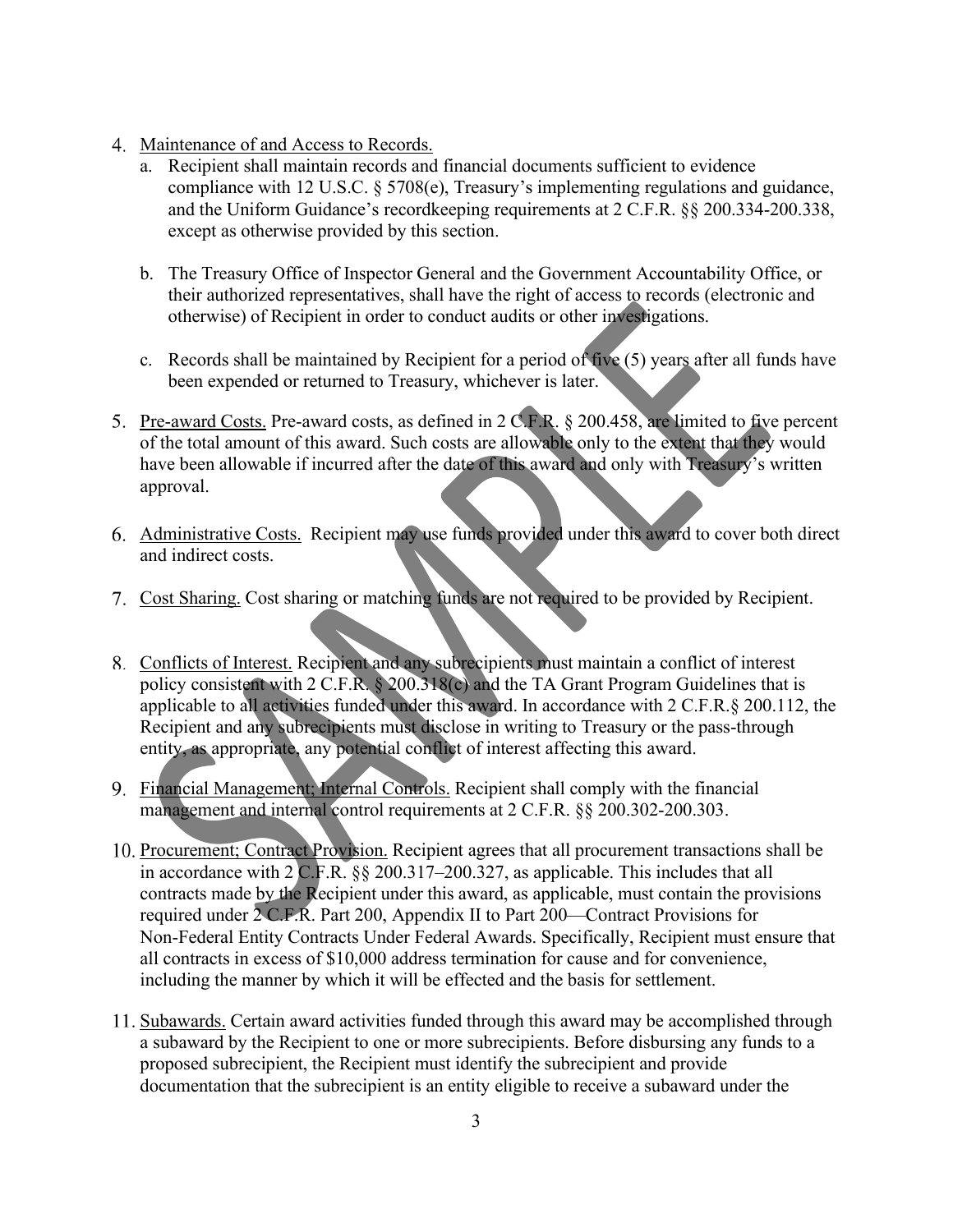4. Maintenance of and Access to Records.
    a. Recipient shall maintain records and financial documents sufficient to evidence compliance with 12 U.S.C. § 5708(e), Treasury's implementing regulations and guidance, and the Uniform Guidance's recordkeeping requirements at 2 C.F.R. §§ 200.334-200.338, except as otherwise provided by this section.

    b. The Treasury Office of Inspector General and the Government Accountability Office, or their authorized representatives, shall have the right of access to records (electronic and otherwise) of Recipient in order to conduct audits or other investigations.

    c. Records shall be maintained by Recipient for a period of five (5) years after all funds have been expended or returned to Treasury, whichever is later.

5. Pre-award Costs. Pre-award costs, as defined in 2 C.F.R. § 200.458, are limited to five percent of the total amount of this award. Such costs are allowable only to the extent that they would have been allowable if incurred after the date of this award and only with Treasury's written approval.

6. Administrative Costs. Recipient may use funds provided under this award to cover both direct and indirect costs.

7. Cost Sharing. Cost sharing or matching funds are not required to be provided by Recipient.

8. Conflicts of Interest. Recipient and any subrecipients must maintain a conflict of interest policy consistent with 2 C.F.R. § 200.318(c) and the TA Grant Program Guidelines that is applicable to all activities funded under this award. In accordance with 2 C.F.R.§ 200.112, the Recipient and any subrecipients must disclose in writing to Treasury or the pass-through entity, as appropriate, any potential conflict of interest affecting this award.

9. Financial Management; Internal Controls. Recipient shall comply with the financial management and internal control requirements at 2 C.F.R. §§ 200.302-200.303.

10. Procurement; Contract Provision. Recipient agrees that all procurement transactions shall be in accordance with 2 C.F.R. §§ 200.317–200.327, as applicable. This includes that all contracts made by the Recipient under this award, as applicable, must contain the provisions required under 2 C.F.R. Part 200, Appendix II to Part 200—Contract Provisions for Non-Federal Entity Contracts Under Federal Awards. Specifically, Recipient must ensure that all contracts in excess of $10,000 address termination for cause and for convenience, including the manner by which it will be effected and the basis for settlement.

11. Subawards. Certain award activities funded through this award may be accomplished through a subaward by the Recipient to one or more subrecipients. Before disbursing any funds to a proposed subrecipient, the Recipient must identify the subrecipient and provide documentation that the subrecipient is an entity eligible to receive a subaward under the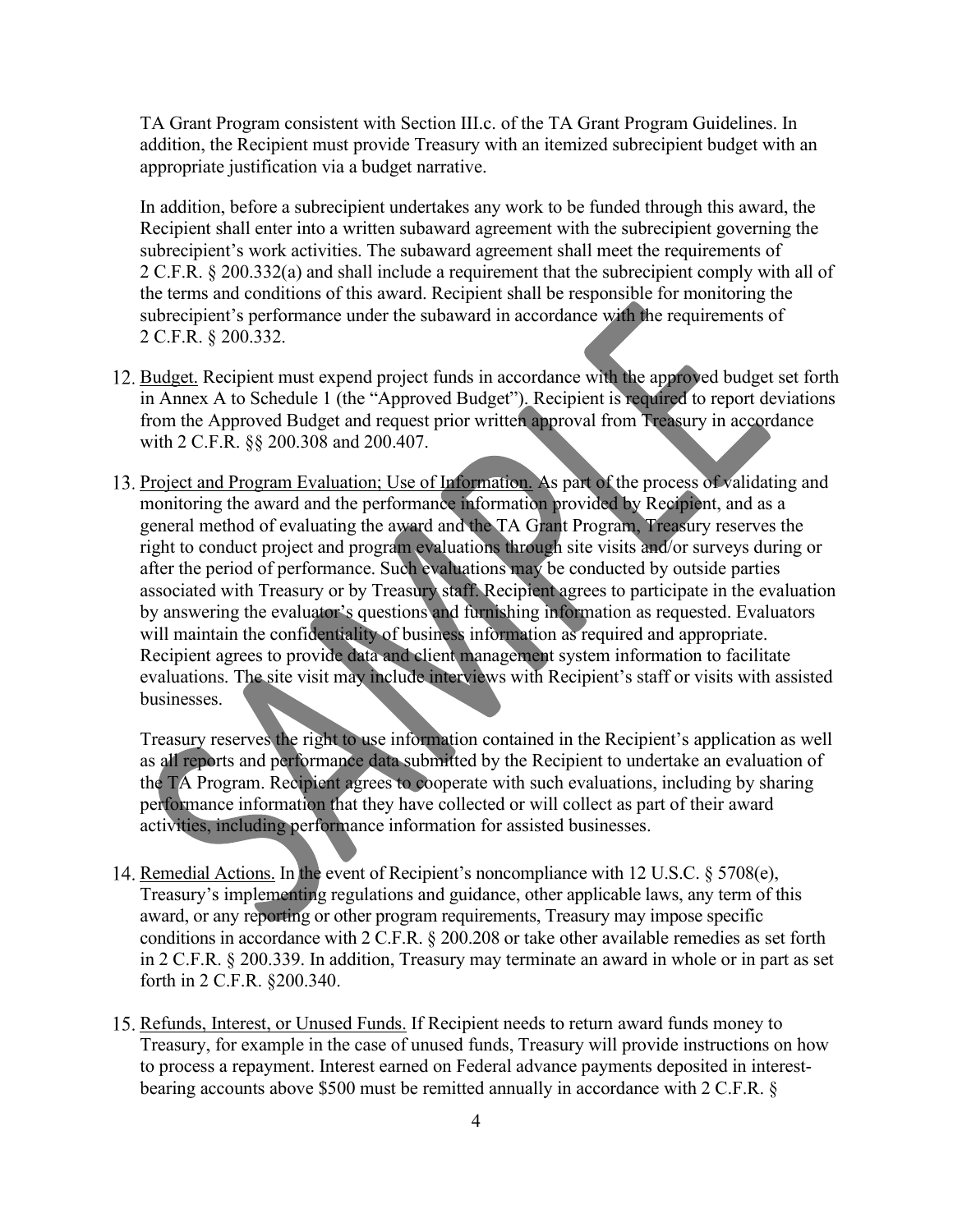TA Grant Program consistent with Section III.c. of the TA Grant Program Guidelines. In addition, the Recipient must provide Treasury with an itemized subrecipient budget with an appropriate justification via a budget narrative.

In addition, before a subrecipient undertakes any work to be funded through this award, the Recipient shall enter into a written subaward agreement with the subrecipient governing the subrecipient's work activities. The subaward agreement shall meet the requirements of 2 C.F.R. § 200.332(a) and shall include a requirement that the subrecipient comply with all of the terms and conditions of this award. Recipient shall be responsible for monitoring the subrecipient's performance under the subaward in accordance with the requirements of 2 C.F.R. § 200.332.

12. Budget. Recipient must expend project funds in accordance with the approved budget set forth in Annex A to Schedule 1 (the "Approved Budget"). Recipient is required to report deviations from the Approved Budget and request prior written approval from Treasury in accordance with 2 C.F.R. §§ 200.308 and 200.407.

13. Project and Program Evaluation; Use of Information. As part of the process of validating and monitoring the award and the performance information provided by Recipient, and as a general method of evaluating the award and the TA Grant Program, Treasury reserves the right to conduct project and program evaluations through site visits and/or surveys during or after the period of performance. Such evaluations may be conducted by outside parties associated with Treasury or by Treasury staff. Recipient agrees to participate in the evaluation by answering the evaluator's questions and furnishing information as requested. Evaluators will maintain the confidentiality of business information as required and appropriate. Recipient agrees to provide data and client management system information to facilitate evaluations. The site visit may include interviews with Recipient's staff or visits with assisted businesses.

    Treasury reserves the right to use information contained in the Recipient's application as well as all reports and performance data submitted by the Recipient to undertake an evaluation of the TA Program. Recipient agrees to cooperate with such evaluations, including by sharing performance information that they have collected or will collect as part of their award activities, including performance information for assisted businesses.

14. Remedial Actions. In the event of Recipient's noncompliance with 12 U.S.C. § 5708(e), Treasury's implementing regulations and guidance, other applicable laws, any term of this award, or any reporting or other program requirements, Treasury may impose specific conditions in accordance with 2 C.F.R. § 200.208 or take other available remedies as set forth in 2 C.F.R. § 200.339. In addition, Treasury may terminate an award in whole or in part as set forth in 2 C.F.R. §200.340.

15. Refunds, Interest, or Unused Funds. If Recipient needs to return award funds money to Treasury, for example in the case of unused funds, Treasury will provide instructions on how to process a repayment. Interest earned on Federal advance payments deposited in interest-bearing accounts above $500 must be remitted annually in accordance with 2 C.F.R. §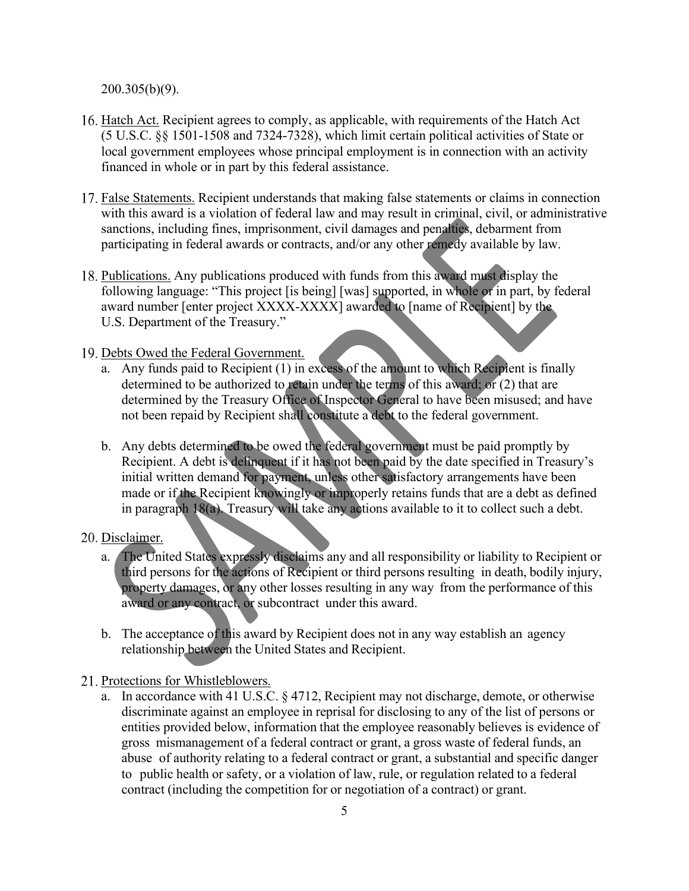200.305(b)(9).

16. Hatch Act. Recipient agrees to comply, as applicable, with requirements of the Hatch Act (5 U.S.C. §§ 1501-1508 and 7324-7328), which limit certain political activities of State or local government employees whose principal employment is in connection with an activity financed in whole or in part by this federal assistance.

17. False Statements. Recipient understands that making false statements or claims in connection with this award is a violation of federal law and may result in criminal, civil, or administrative sanctions, including fines, imprisonment, civil damages and penalties, debarment from participating in federal awards or contracts, and/or any other remedy available by law.

18. Publications. Any publications produced with funds from this award must display the following language: "This project [is being] [was] supported, in whole or in part, by federal award number [enter project XXXX-XXXX] awarded to [name of Recipient] by the U.S. Department of the Treasury."

19. Debts Owed the Federal Government.
    a. Any funds paid to Recipient (1) in excess of the amount to which Recipient is finally determined to be authorized to retain under the terms of this award; or (2) that are determined by the Treasury Office of Inspector General to have been misused; and have not been repaid by Recipient shall constitute a debt to the federal government.

    b. Any debts determined to be owed the federal government must be paid promptly by Recipient. A debt is delinquent if it has not been paid by the date specified in Treasury's initial written demand for payment, unless other satisfactory arrangements have been made or if the Recipient knowingly or improperly retains funds that are a debt as defined in paragraph 18(a). Treasury will take any actions available to it to collect such a debt.

20. Disclaimer.
    a. The United States expressly disclaims any and all responsibility or liability to Recipient or third persons for the actions of Recipient or third persons resulting in death, bodily injury, property damages, or any other losses resulting in any way from the performance of this award or any contract, or subcontract under this award.

    b. The acceptance of this award by Recipient does not in any way establish an agency relationship between the United States and Recipient.

21. Protections for Whistleblowers.
    a. In accordance with 41 U.S.C. § 4712, Recipient may not discharge, demote, or otherwise discriminate against an employee in reprisal for disclosing to any of the list of persons or entities provided below, information that the employee reasonably believes is evidence of gross mismanagement of a federal contract or grant, a gross waste of federal funds, an abuse of authority relating to a federal contract or grant, a substantial and specific danger to public health or safety, or a violation of law, rule, or regulation related to a federal contract (including the competition for or negotiation of a contract) or grant.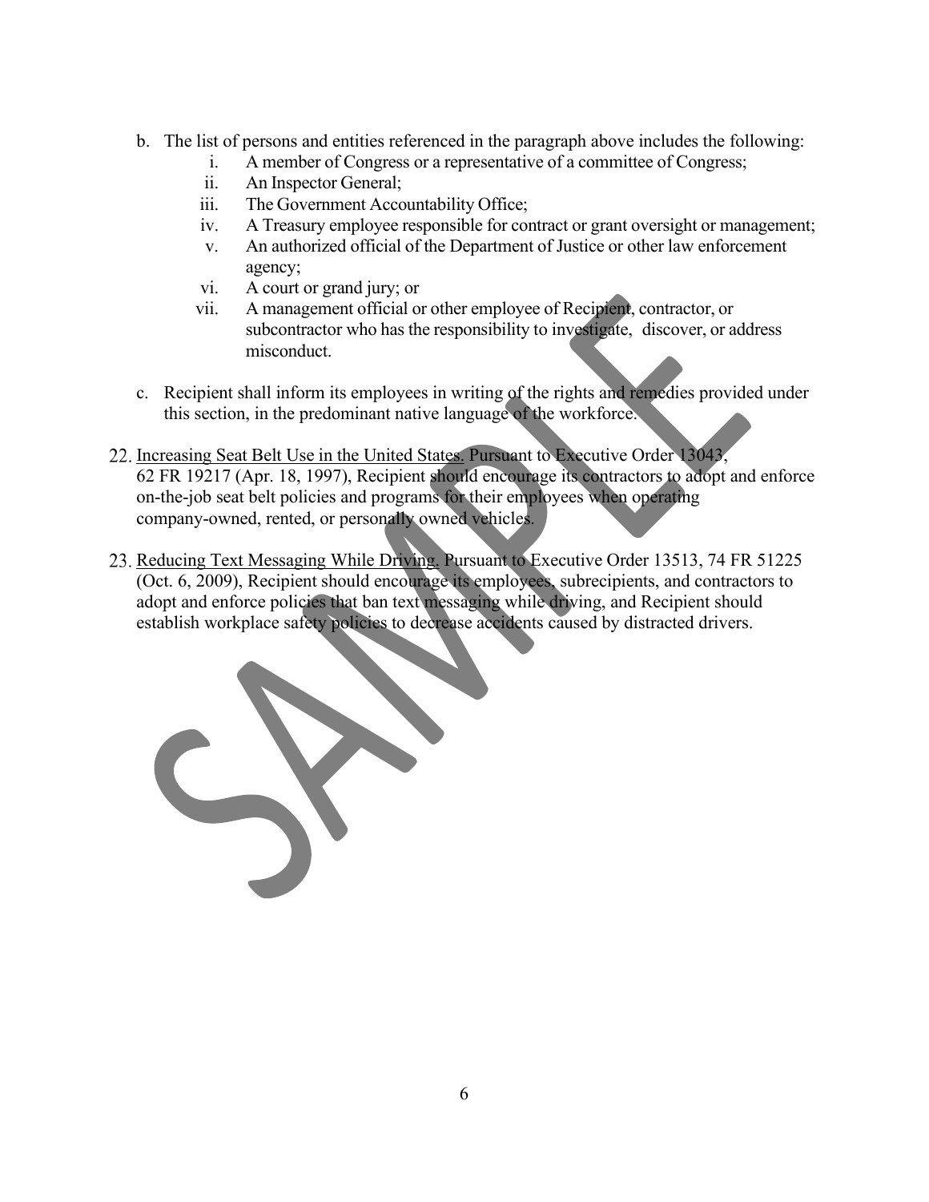b. The list of persons and entities referenced in the paragraph above includes the following:
   i. A member of Congress or a representative of a committee of Congress;
   ii. An Inspector General;
   iii. The Government Accountability Office;
   iv. A Treasury employee responsible for contract or grant oversight or management;
   v. An authorized official of the Department of Justice or other law enforcement agency;
   vi. A court or grand jury; or
   vii. A management official or other employee of Recipient, contractor, or subcontractor who has the responsibility to investigate, discover, or address misconduct.

c. Recipient shall inform its employees in writing of the rights and remedies provided under this section, in the predominant native language of the workforce.

22. Increasing Seat Belt Use in the United States. Pursuant to Executive Order 13043, 62 FR 19217 (Apr. 18, 1997), Recipient should encourage its contractors to adopt and enforce on-the-job seat belt policies and programs for their employees when operating company-owned, rented, or personally owned vehicles.

23. Reducing Text Messaging While Driving. Pursuant to Executive Order 13513, 74 FR 51225 (Oct. 6, 2009), Recipient should encourage its employees, subrecipients, and contractors to adopt and enforce policies that ban text messaging while driving, and Recipient should establish workplace safety policies to decrease accidents caused by distracted drivers.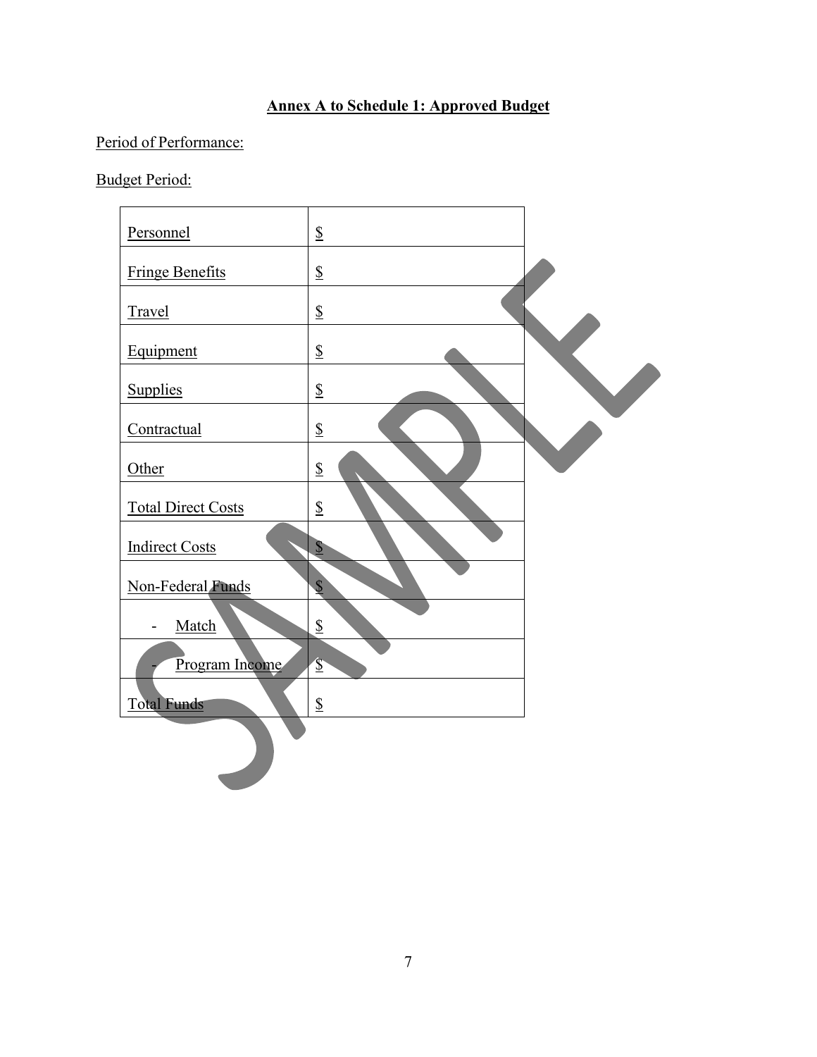## Annex A to Schedule 1: Approved Budget

Period of Performance:

Budget Period:

| | |
|---|---|
| Personnel | $ |
| Fringe Benefits | $ |
| Travel | $ |
| Equipment | $ |
| Supplies | $ |
| Contractual | $ |
| Other | $ |
| Total Direct Costs | $ |
| Indirect Costs | $ |
| Non-Federal Funds | $ |
| - Match | $ |
| - Program Income | $ |
| Total Funds | $ |

SAMPLE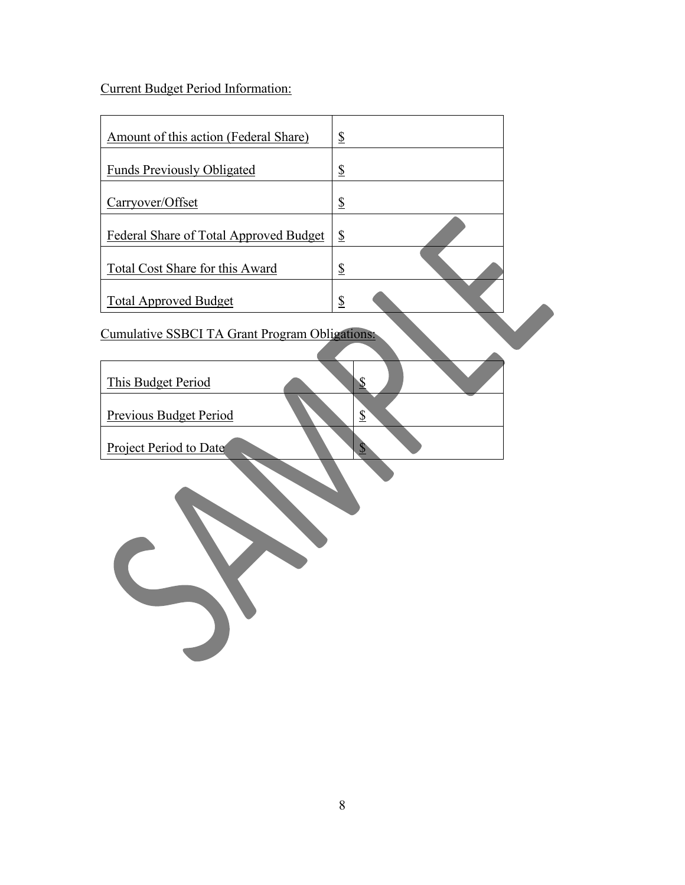Current Budget Period Information:

| Amount of this action (Federal Share) | $ |
|---|---|
| Funds Previously Obligated | $ |
| Carryover/Offset | $ |
| Federal Share of Total Approved Budget | $ |
| Total Cost Share for this Award | $ |
| Total Approved Budget | $ |

Cumulative SSBCI TA Grant Program Obligations:

| This Budget Period | $ |
|---|---|
| Previous Budget Period | $ |
| Project Period to Date | $ |

SAMPLE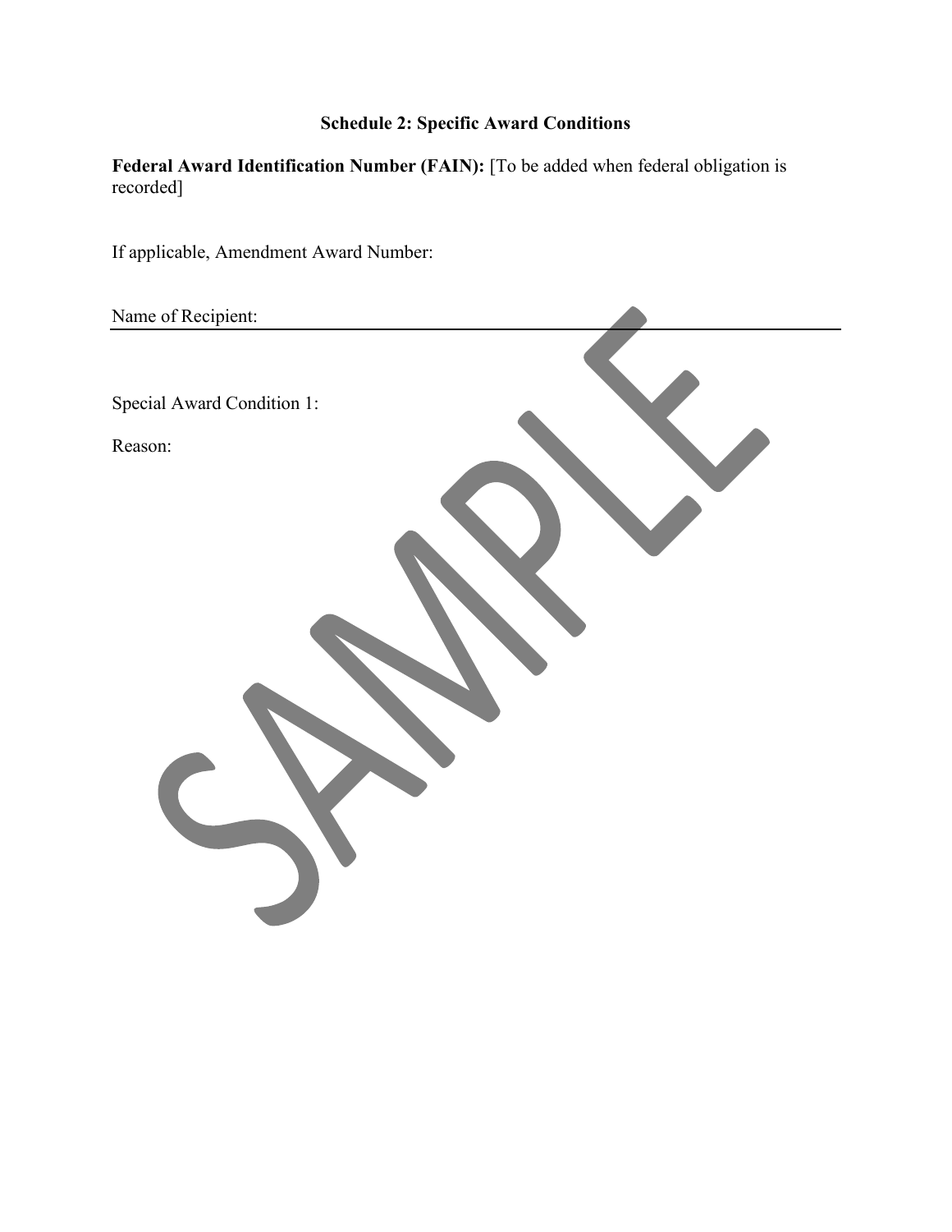## Schedule 2: Specific Award Conditions

**Federal Award Identification Number (FAIN):** [To be added when federal obligation is recorded]

If applicable, Amendment Award Number:

Name of Recipient:

Special Award Condition 1:

Reason: